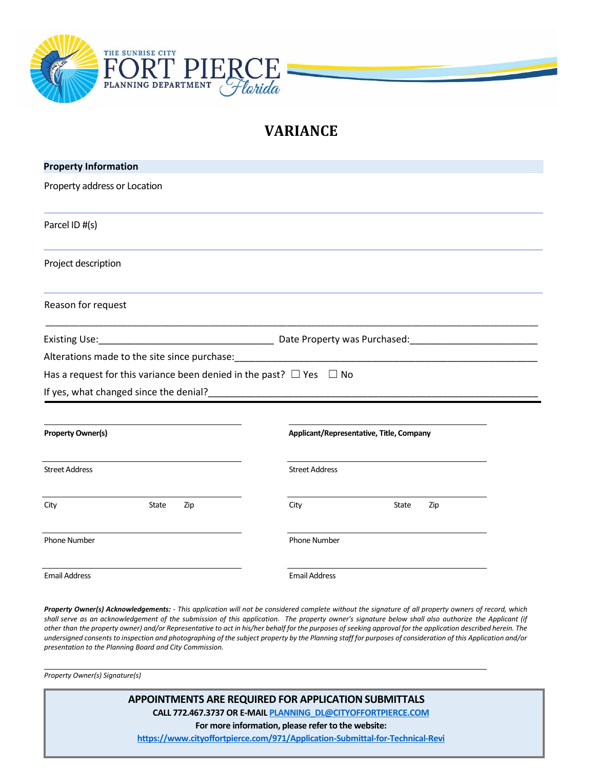THE SUNRISE CITY
FORT PIERCE
PLANNING DEPARTMENT *Florida*

# VARIANCE

**Property Information**

Property address or Location

---

Parcel ID #(s)

---

Project description

---

Reason for request

___________________________________________________________________________________________

Existing Use:________________________________ Date Property was Purchased:_______________________

Alterations made to the site since purchase:_______________________________________________________

Has a request for this variance been denied in the past? ☐ Yes ☐ No

If yes, what changed since the denial?____________________________________________________________

---

| **Property Owner(s)** | **Applicant/Representative, Title, Company** |
|---|---|
| Street Address | Street Address |
| City State Zip | City State Zip |
| Phone Number | Phone Number |
| Email Address | Email Address |

***Property Owner(s) Acknowledgements:*** *- This application will not be considered complete without the signature of all property owners of record, which shall serve as an acknowledgement of the submission of this application. The property owner's signature below shall also authorize the Applicant (if other than the property owner) and/or Representative to act in his/her behalf for the purposes of seeking approval for the application described herein. The undersigned consents to inspection and photographing of the subject property by the Planning staff for purposes of consideration of this Application and/or presentation to the Planning Board and City Commission.*

______________________________________________

*Property Owner(s) Signature(s)*

**APPOINTMENTS ARE REQUIRED FOR APPLICATION SUBMITTALS**

**CALL 772.467.3737 OR E-MAIL PLANNING_DL@CITYOFFORTPIERCE.COM**

**For more information, please refer to the website:**

**https://www.cityoffortpierce.com/971/Application-Submittal-for-Technical-Revi**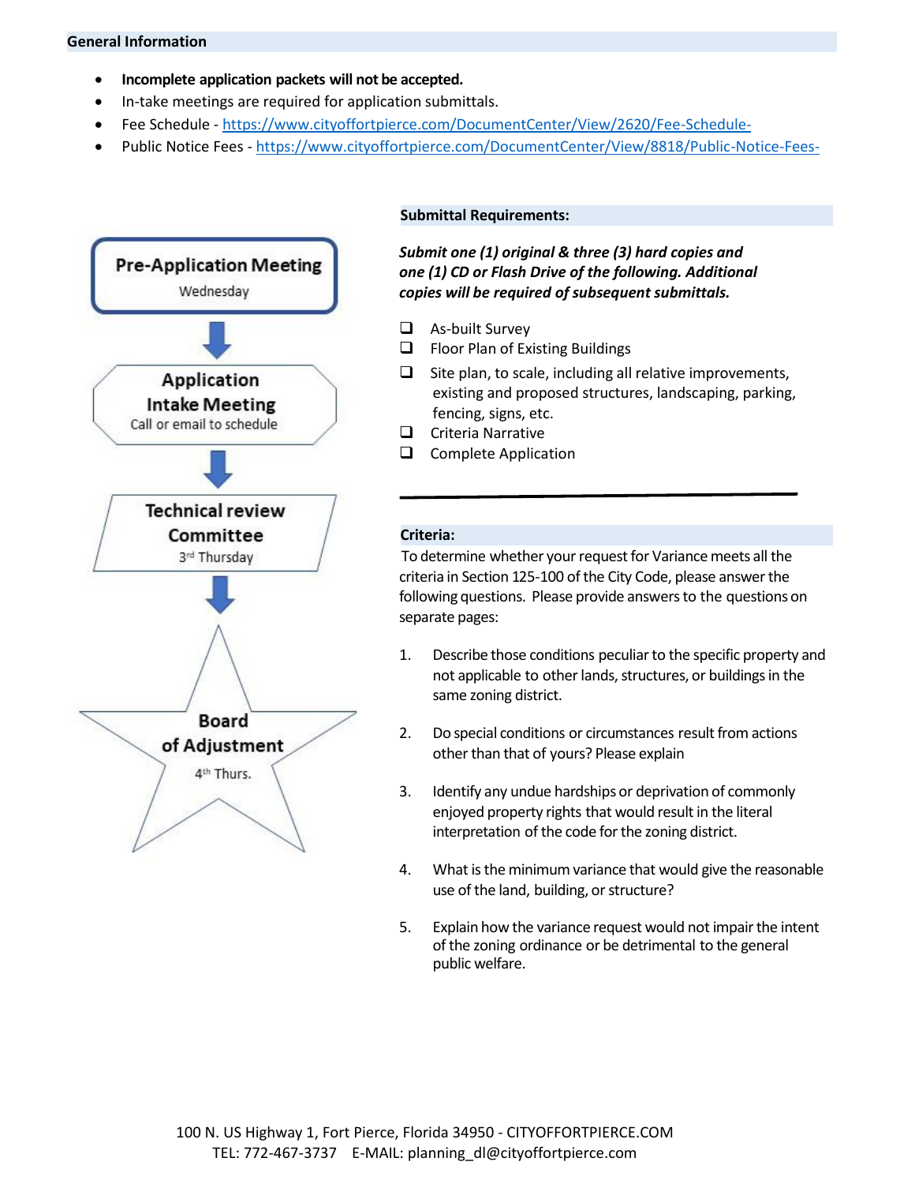## General Information

- **Incomplete application packets will not be accepted.**
- In-take meetings are required for application submittals.
- Fee Schedule - https://www.cityoffortpierce.com/DocumentCenter/View/2620/Fee-Schedule-
- Public Notice Fees - https://www.cityoffortpierce.com/DocumentCenter/View/8818/Public-Notice-Fees-

**Pre-Application Meeting**
Wednesday

**Application Intake Meeting**
Call or email to schedule

**Technical review Committee**
3rd Thursday

**Board of Adjustment**
4th Thurs.

## Submittal Requirements:

***Submit one (1) original & three (3) hard copies and one (1) CD or Flash Drive of the following. Additional copies will be required of subsequent submittals.***

- ❑ As-built Survey
- ❑ Floor Plan of Existing Buildings
- ❑ Site plan, to scale, including all relative improvements, existing and proposed structures, landscaping, parking, fencing, signs, etc.
- ❑ Criteria Narrative
- ❑ Complete Application

---

## Criteria:

To determine whether your request for Variance meets all the criteria in Section 125-100 of the City Code, please answer the following questions. Please provide answers to the questions on separate pages:

1. Describe those conditions peculiar to the specific property and not applicable to other lands, structures, or buildings in the same zoning district.

2. Do special conditions or circumstances result from actions other than that of yours? Please explain

3. Identify any undue hardships or deprivation of commonly enjoyed property rights that would result in the literal interpretation of the code for the zoning district.

4. What is the minimum variance that would give the reasonable use of the land, building, or structure?

5. Explain how the variance request would not impair the intent of the zoning ordinance or be detrimental to the general public welfare.

100 N. US Highway 1, Fort Pierce, Florida 34950 - CITYOFFORTPIERCE.COM
TEL: 772-467-3737 E-MAIL: planning_dl@cityoffortpierce.com